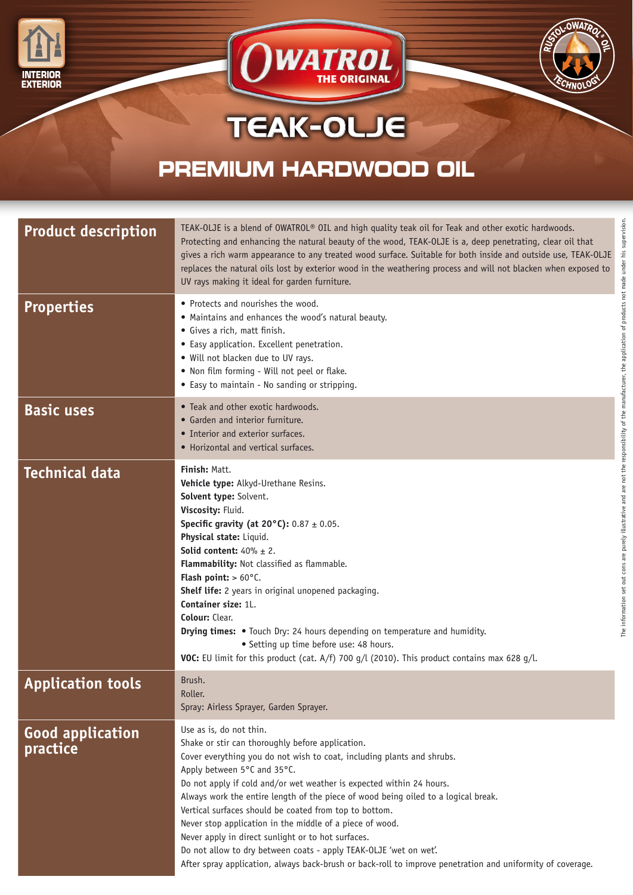INTERIOR EXTERIOR

OWATROL THE ORIGINAL

RUSTOL-OWATROL® OIL TECHNOLOGY

# TEAK-OLJE

## PREMIUM HARDWOOD OIL

## Product description

TEAK-OLJE is a blend of OWATROL® OIL and high quality teak oil for Teak and other exotic hardwoods. Protecting and enhancing the natural beauty of the wood, TEAK-OLJE is a, deep penetrating, clear oil that gives a rich warm appearance to any treated wood surface. Suitable for both inside and outside use, TEAK-OLJE replaces the natural oils lost by exterior wood in the weathering process and will not blacken when exposed to UV rays making it ideal for garden furniture.

## Properties

- Protects and nourishes the wood.
- Maintains and enhances the wood's natural beauty.
- Gives a rich, matt finish.
- Easy application. Excellent penetration.
- Will not blacken due to UV rays.
- Non film forming - Will not peel or flake.
- Easy to maintain - No sanding or stripping.

## Basic uses

- Teak and other exotic hardwoods.
- Garden and interior furniture.
- Interior and exterior surfaces.
- Horizontal and vertical surfaces.

## Technical data

**Finish:** Matt.
**Vehicle type:** Alkyd-Urethane Resins.
**Solvent type:** Solvent.
**Viscosity:** Fluid.
**Specific gravity (at 20°C):** 0.87 ± 0.05.
**Physical state:** Liquid.
**Solid content:** 40% ± 2.
**Flammability:** Not classified as flammable.
**Flash point:** > 60°C.
**Shelf life:** 2 years in original unopened packaging.
**Container size:** 1L.
**Colour:** Clear.
**Drying times:**
- Touch Dry: 24 hours depending on temperature and humidity.
- Setting up time before use: 48 hours.

**VOC:** EU limit for this product (cat. A/f) 700 g/l (2010). This product contains max 628 g/l.

## Application tools

Brush.
Roller.
Spray: Airless Sprayer, Garden Sprayer.

## Good application practice

Use as is, do not thin.
Shake or stir can thoroughly before application.
Cover everything you do not wish to coat, including plants and shrubs.
Apply between 5°C and 35°C.
Do not apply if cold and/or wet weather is expected within 24 hours.
Always work the entire length of the piece of wood being oiled to a logical break.
Vertical surfaces should be coated from top to bottom.
Never stop application in the middle of a piece of wood.
Never apply in direct sunlight or to hot surfaces.
Do not allow to dry between coats - apply TEAK-OLJE 'wet on wet'.
After spray application, always back-brush or back-roll to improve penetration and uniformity of coverage.

The information set out cons are purely illustrative and are not the responsibility of the manufacturer, the application of products not made under his supervision.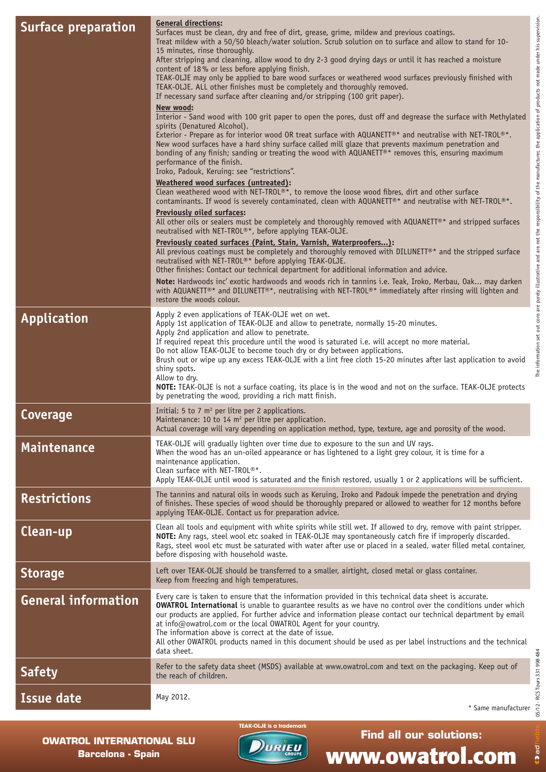## Surface preparation

**General directions:**

Surfaces must be clean, dry and free of dirt, grease, grime, mildew and previous coatings.
Treat mildew with a 50/50 bleach/water solution. Scrub solution on to surface and allow to stand for 10-15 minutes, rinse thoroughly.
After stripping and cleaning, allow wood to dry 2-3 good drying days or until it has reached a moisture content of 18% or less before applying finish.
TEAK-OLJE may only be applied to bare wood surfaces or weathered wood surfaces previously finished with TEAK-OLJE. ALL other finishes must be completely and thoroughly removed.
If necessary sand surface after cleaning and/or stripping (100 grit paper).

**New wood:**

Interior - Sand wood with 100 grit paper to open the pores, dust off and degrease the surface with Methylated spirits (Denatured Alcohol).
Exterior - Prepare as for interior wood OR treat surface with AQUANETT®* and neutralise with NET-TROL®*.
New wood surfaces have a hard shiny surface called mill glaze that prevents maximum penetration and bonding of any finish; sanding or treating the wood with AQUANETT®* removes this, ensuring maximum performance of the finish.
Iroko, Padouk, Keruing: see "restrictions".

**Weathered wood surfaces (untreated):**

Clean weathered wood with NET-TROL®*, to remove the loose wood fibres, dirt and other surface contaminants. If wood is severely contaminated, clean with AQUANETT®* and neutralise with NET-TROL®*.

**Previously oiled surfaces:**

All other oils or sealers must be completely and thoroughly removed with AQUANETT®* and stripped surfaces neutralised with NET-TROL®*, before applying TEAK-OLJE.

**Previously coated surfaces (Paint, Stain, Varnish, Waterproofers...):**

All previous coatings must be completely and thoroughly removed with DILUNETT®* and the stripped surface neutralised with NET-TROL®* before applying TEAK-OLJE.
Other finishes: Contact our technical department for additional information and advice.

**Note:** Hardwoods inc' exotic hardwoods and woods rich in tannins i.e. Teak, Iroko, Merbau, Oak... may darken with AQUANETT®* and DILUNETT®*, neutralising with NET-TROL®* immediately after rinsing will lighten and restore the woods colour.

## Application

Apply 2 even applications of TEAK-OLJE wet on wet.
Apply 1st application of TEAK-OLJE and allow to penetrate, normally 15-20 minutes.
Apply 2nd application and allow to penetrate.
If required repeat this procedure until the wood is saturated i.e. will accept no more material.
Do not allow TEAK-OLJE to become touch dry or dry between applications.
Brush out or wipe up any excess TEAK-OLJE with a lint free cloth 15-20 minutes after last application to avoid shiny spots.
Allow to dry.

**NOTE:** TEAK-OLJE is not a surface coating, its place is in the wood and not on the surface. TEAK-OLJE protects by penetrating the wood, providing a rich matt finish.

## Coverage

Initial: 5 to 7 m² per litre per 2 applications.
Maintenance: 10 to 14 m² per litre per application.
Actual coverage will vary depending on application method, type, texture, age and porosity of the wood.

## Maintenance

TEAK-OLJE will gradually lighten over time due to exposure to the sun and UV rays.
When the wood has an un-oiled appearance or has lightened to a light grey colour, it is time for a maintenance application.
Clean surface with NET-TROL®*.
Apply TEAK-OLJE until wood is saturated and the finish restored, usually 1 or 2 applications will be sufficient.

## Restrictions

The tannins and natural oils in woods such as Keruing, Iroko and Padouk impede the penetration and drying of finishes. These species of wood should be thoroughly prepared or allowed to weather for 12 months before applying TEAK-OLJE. Contact us for preparation advice.

## Clean-up

Clean all tools and equipment with white spirits while still wet. If allowed to dry, remove with paint stripper.
**NOTE:** Any rags, steel wool etc soaked in TEAK-OLJE may spontaneously catch fire if improperly discarded.
Rags, steel wool etc must be saturated with water after use or placed in a sealed, water filled metal container, before disposing with household waste.

## Storage

Left over TEAK-OLJE should be transferred to a smaller, airtight, closed metal or glass container.
Keep from freezing and high temperatures.

## General information

Every care is taken to ensure that the information provided in this technical data sheet is accurate.
**OWATROL International** is unable to guarantee results as we have no control over the conditions under which our products are applied. For further advice and information please contact our technical department by email at info@owatrol.com or the local OWATROL Agent for your country.
The information above is correct at the date of issue.
All other OWATROL products named in this document should be used as per label instructions and the technical data sheet.

## Safety

Refer to the safety data sheet (MSDS) available at www.owatrol.com and text on the packaging. Keep out of the reach of children.

## Issue date

May 2012.

\* Same manufacturer

The information set out cons are purely illustrative and are not the responsibility of the manufacturer, the application of products not made under his supervision.

05/12 - RCS Tours 331 998 484

**OWATROL INTERNATIONAL SLU**
**Barcelona - Spain**

TEAK-OLJE is a trademark

DURIEU GROUPE

**Find all our solutions:**
**www.owatrol.com**